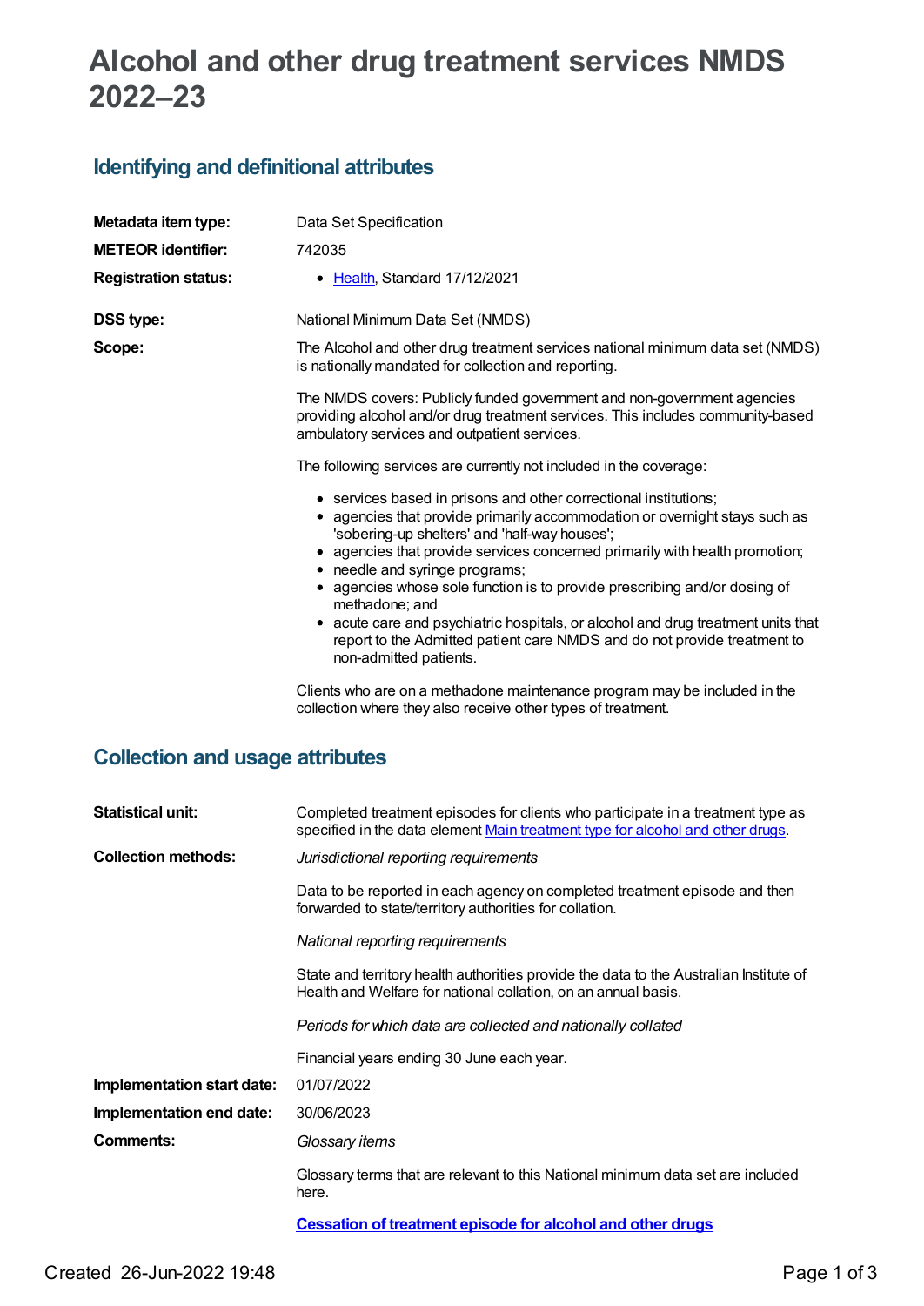# Alcohol and other drug treatment services NMDS 2022–23

## Identifying and definitional attributes

| | |
|---|---|
| **Metadata item type:** | Data Set Specification |
| **METEOR identifier:** | 742035 |
| **Registration status:** | • Health, Standard 17/12/2021 |
| **DSS type:** | National Minimum Data Set (NMDS) |
| **Scope:** | The Alcohol and other drug treatment services national minimum data set (NMDS) is nationally mandated for collection and reporting. |

The NMDS covers: Publicly funded government and non-government agencies providing alcohol and/or drug treatment services. This includes community-based ambulatory services and outpatient services.

The following services are currently not included in the coverage:

- services based in prisons and other correctional institutions;
- agencies that provide primarily accommodation or overnight stays such as 'sobering-up shelters' and 'half-way houses';
- agencies that provide services concerned primarily with health promotion;
- needle and syringe programs;
- agencies whose sole function is to provide prescribing and/or dosing of methadone; and
- acute care and psychiatric hospitals, or alcohol and drug treatment units that report to the Admitted patient care NMDS and do not provide treatment to non-admitted patients.

Clients who are on a methadone maintenance program may be included in the collection where they also receive other types of treatment.

## Collection and usage attributes

**Statistical unit:** Completed treatment episodes for clients who participate in a treatment type as specified in the data element Main treatment type for alcohol and other drugs.

**Collection methods:** *Jurisdictional reporting requirements*

Data to be reported in each agency on completed treatment episode and then forwarded to state/territory authorities for collation.

*National reporting requirements*

State and territory health authorities provide the data to the Australian Institute of Health and Welfare for national collation, on an annual basis.

*Periods for which data are collected and nationally collated*

Financial years ending 30 June each year.

**Implementation start date:** 01/07/2022

**Implementation end date:** 30/06/2023

**Comments:** *Glossary items*

Glossary terms that are relevant to this National minimum data set are included here.

**Cessation of treatment episode for alcohol and other drugs**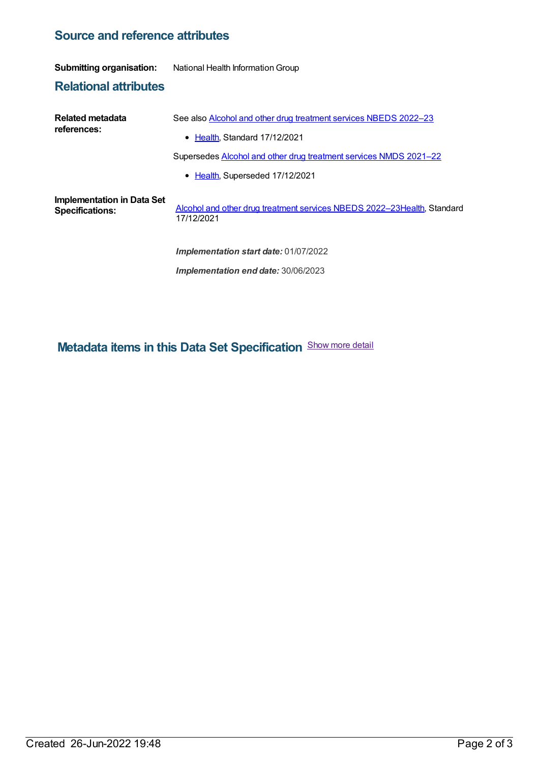## Source and reference attributes

**Submitting organisation:** National Health Information Group

## Relational attributes

**Related metadata references:**

See also Alcohol and other drug treatment services NBEDS 2022–23

- Health, Standard 17/12/2021

Supersedes Alcohol and other drug treatment services NMDS 2021–22

- Health, Superseded 17/12/2021

**Implementation in Data Set Specifications:**

Alcohol and other drug treatment services NBEDS 2022–23Health, Standard 17/12/2021

***Implementation start date:*** 01/07/2022

***Implementation end date:*** 30/06/2023

## Metadata items in this Data Set Specification

Show more detail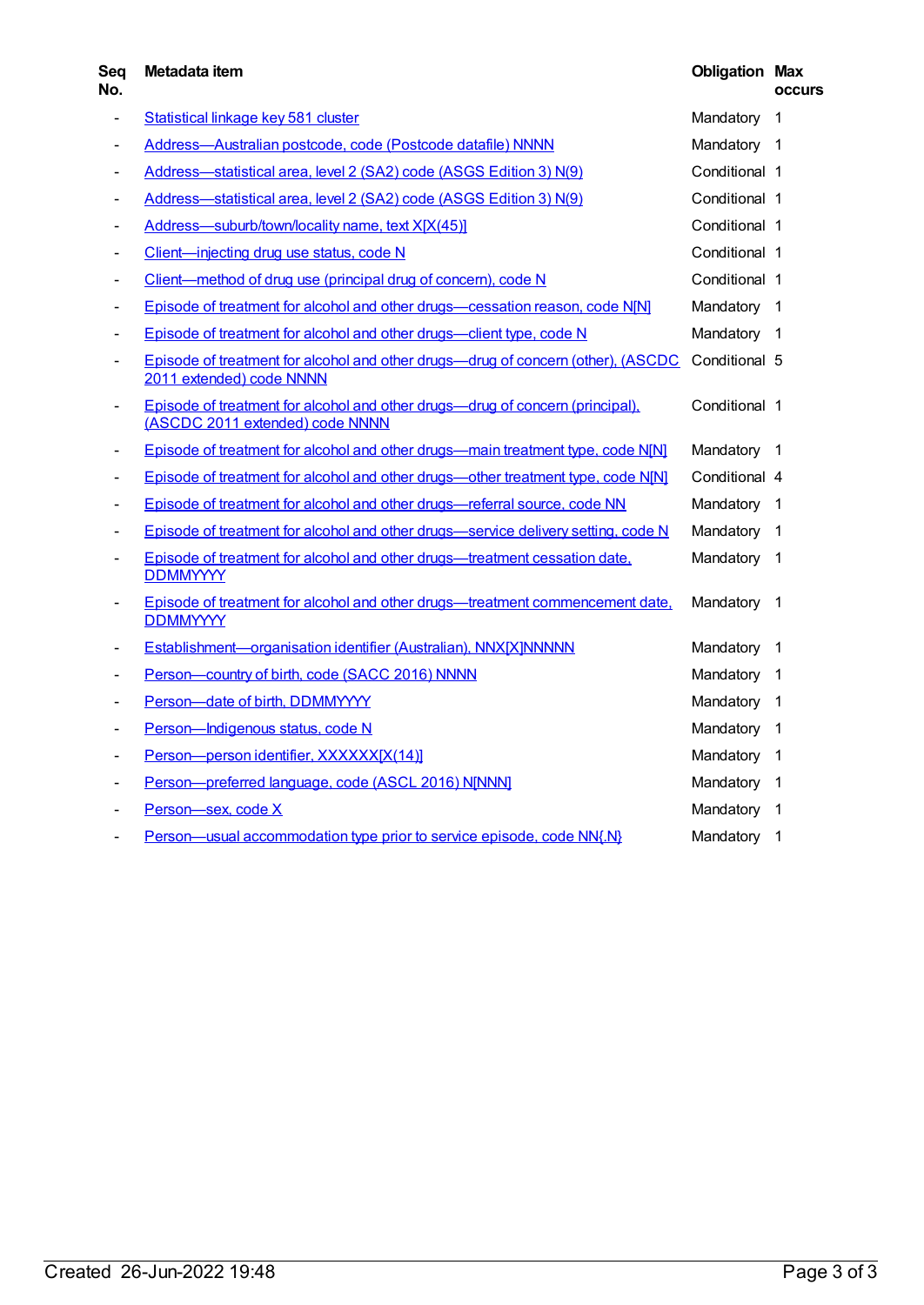| Seq No. | Metadata item | Obligation | Max occurs |
|---|---|---|---|
| - | Statistical linkage key 581 cluster | Mandatory | 1 |
| - | Address—Australian postcode, code (Postcode datafile) NNNN | Mandatory | 1 |
| - | Address—statistical area, level 2 (SA2) code (ASGS Edition 3) N(9) | Conditional | 1 |
| - | Address—statistical area, level 2 (SA2) code (ASGS Edition 3) N(9) | Conditional | 1 |
| - | Address—suburb/town/locality name, text X[X(45)] | Conditional | 1 |
| - | Client—injecting drug use status, code N | Conditional | 1 |
| - | Client—method of drug use (principal drug of concern), code N | Conditional | 1 |
| - | Episode of treatment for alcohol and other drugs—cessation reason, code N[N] | Mandatory | 1 |
| - | Episode of treatment for alcohol and other drugs—client type, code N | Mandatory | 1 |
| - | Episode of treatment for alcohol and other drugs—drug of concern (other), (ASCDC 2011 extended) code NNNN | Conditional | 5 |
| - | Episode of treatment for alcohol and other drugs—drug of concern (principal), (ASCDC 2011 extended) code NNNN | Conditional | 1 |
| - | Episode of treatment for alcohol and other drugs—main treatment type, code N[N] | Mandatory | 1 |
| - | Episode of treatment for alcohol and other drugs—other treatment type, code N[N] | Conditional | 4 |
| - | Episode of treatment for alcohol and other drugs—referral source, code NN | Mandatory | 1 |
| - | Episode of treatment for alcohol and other drugs—service delivery setting, code N | Mandatory | 1 |
| - | Episode of treatment for alcohol and other drugs—treatment cessation date, DDMMYYYY | Mandatory | 1 |
| - | Episode of treatment for alcohol and other drugs—treatment commencement date, DDMMYYYY | Mandatory | 1 |
| - | Establishment—organisation identifier (Australian), NNX[X]NNNNN | Mandatory | 1 |
| - | Person—country of birth, code (SACC 2016) NNNN | Mandatory | 1 |
| - | Person—date of birth, DDMMYYYY | Mandatory | 1 |
| - | Person—Indigenous status, code N | Mandatory | 1 |
| - | Person—person identifier, XXXXXX[X(14)] | Mandatory | 1 |
| - | Person—preferred language, code (ASCL 2016) N[NNN] | Mandatory | 1 |
| - | Person—sex, code X | Mandatory | 1 |
| - | Person—usual accommodation type prior to service episode, code NN{.N} | Mandatory | 1 |